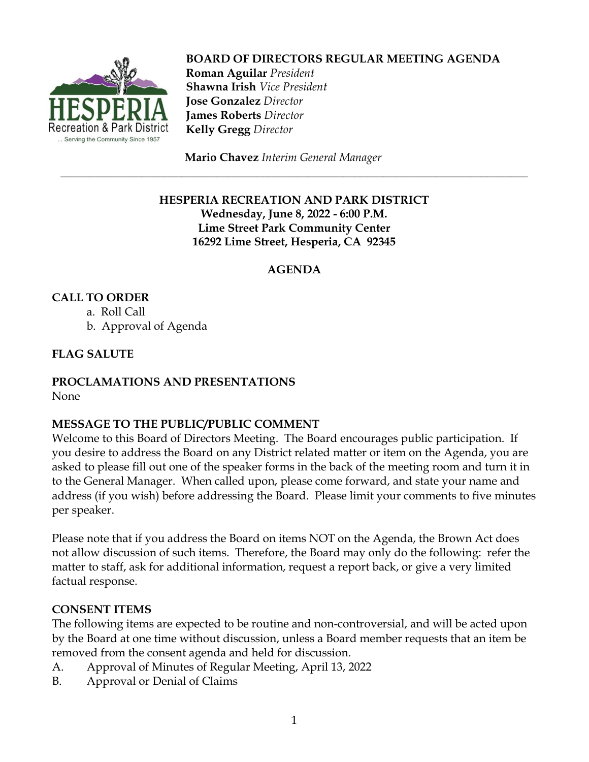**BOARD OF DIRECTORS REGULAR MEETING AGENDA**
**Roman Aguilar** *President*
**Shawna Irish** *Vice President*
**Jose Gonzalez** *Director*
**James Roberts** *Director*
**Kelly Gregg** *Director*

**Mario Chavez** *Interim General Manager*

---

**HESPERIA RECREATION AND PARK DISTRICT**
**Wednesday, June 8, 2022 - 6:00 P.M.**
**Lime Street Park Community Center**
**16292 Lime Street, Hesperia, CA 92345**

## AGENDA

### CALL TO ORDER

a. Roll Call
b. Approval of Agenda

### FLAG SALUTE

### PROCLAMATIONS AND PRESENTATIONS

None

### MESSAGE TO THE PUBLIC/PUBLIC COMMENT

Welcome to this Board of Directors Meeting. The Board encourages public participation. If you desire to address the Board on any District related matter or item on the Agenda, you are asked to please fill out one of the speaker forms in the back of the meeting room and turn it in to the General Manager. When called upon, please come forward, and state your name and address (if you wish) before addressing the Board. Please limit your comments to five minutes per speaker.

Please note that if you address the Board on items NOT on the Agenda, the Brown Act does not allow discussion of such items. Therefore, the Board may only do the following: refer the matter to staff, ask for additional information, request a report back, or give a very limited factual response.

### CONSENT ITEMS

The following items are expected to be routine and non-controversial, and will be acted upon by the Board at one time without discussion, unless a Board member requests that an item be removed from the consent agenda and held for discussion.

A. Approval of Minutes of Regular Meeting, April 13, 2022
B. Approval or Denial of Claims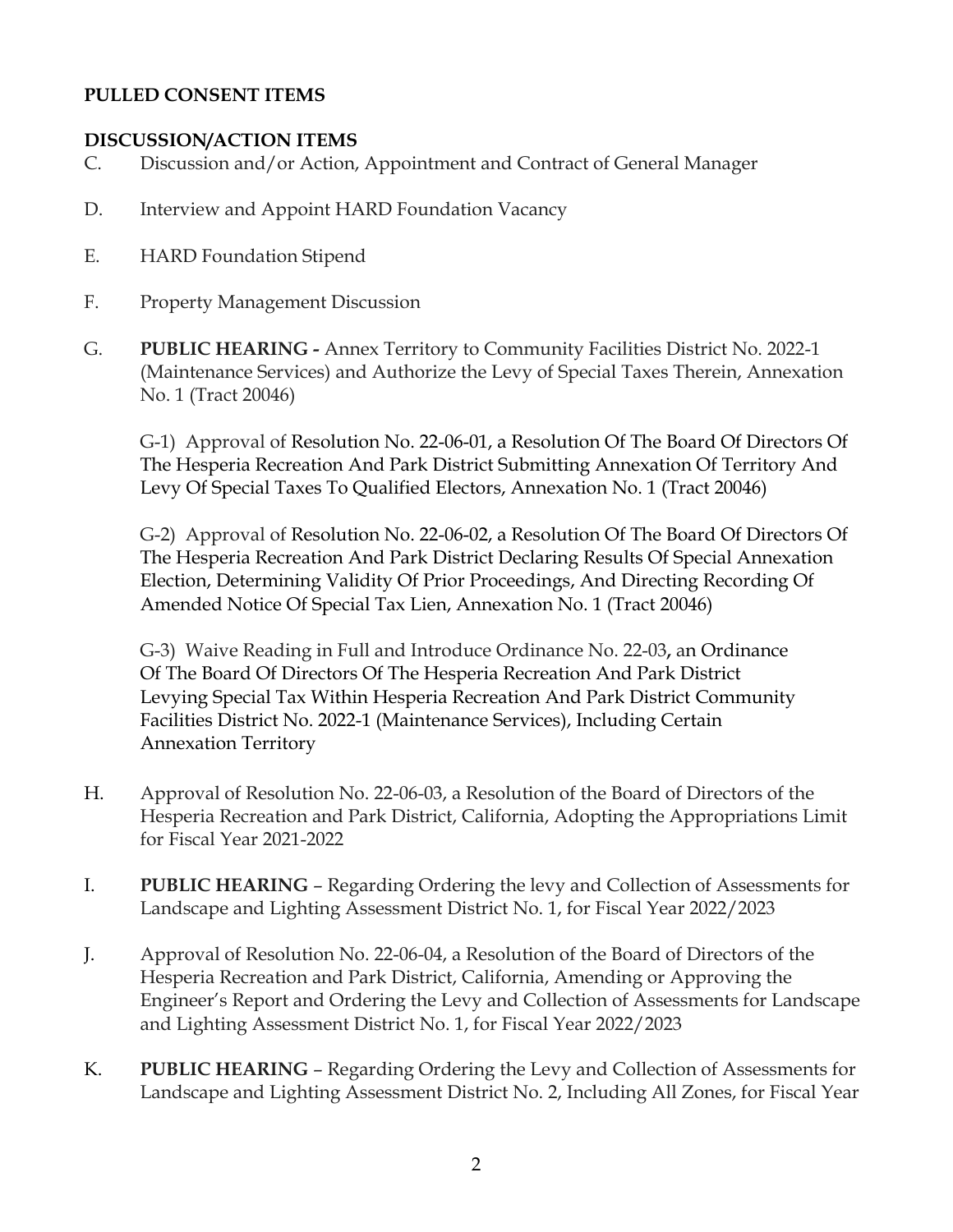**PULLED CONSENT ITEMS**

**DISCUSSION/ACTION ITEMS**

C. Discussion and/or Action, Appointment and Contract of General Manager

D. Interview and Appoint HARD Foundation Vacancy

E. HARD Foundation Stipend

F. Property Management Discussion

G. **PUBLIC HEARING -** Annex Territory to Community Facilities District No. 2022-1 (Maintenance Services) and Authorize the Levy of Special Taxes Therein, Annexation No. 1 (Tract 20046)

G-1) Approval of Resolution No. 22-06-01, a Resolution Of The Board Of Directors Of The Hesperia Recreation And Park District Submitting Annexation Of Territory And Levy Of Special Taxes To Qualified Electors, Annexation No. 1 (Tract 20046)

G-2) Approval of Resolution No. 22-06-02, a Resolution Of The Board Of Directors Of The Hesperia Recreation And Park District Declaring Results Of Special Annexation Election, Determining Validity Of Prior Proceedings, And Directing Recording Of Amended Notice Of Special Tax Lien, Annexation No. 1 (Tract 20046)

G-3) Waive Reading in Full and Introduce Ordinance No. 22-03**,** an Ordinance Of The Board Of Directors Of The Hesperia Recreation And Park District Levying Special Tax Within Hesperia Recreation And Park District Community Facilities District No. 2022-1 (Maintenance Services), Including Certain Annexation Territory

H. Approval of Resolution No. 22-06-03, a Resolution of the Board of Directors of the Hesperia Recreation and Park District, California, Adopting the Appropriations Limit for Fiscal Year 2021-2022

I. **PUBLIC HEARING** – Regarding Ordering the levy and Collection of Assessments for Landscape and Lighting Assessment District No. 1, for Fiscal Year 2022/2023

J. Approval of Resolution No. 22-06-04, a Resolution of the Board of Directors of the Hesperia Recreation and Park District, California, Amending or Approving the Engineer's Report and Ordering the Levy and Collection of Assessments for Landscape and Lighting Assessment District No. 1, for Fiscal Year 2022/2023

K. **PUBLIC HEARING** – Regarding Ordering the Levy and Collection of Assessments for Landscape and Lighting Assessment District No. 2, Including All Zones, for Fiscal Year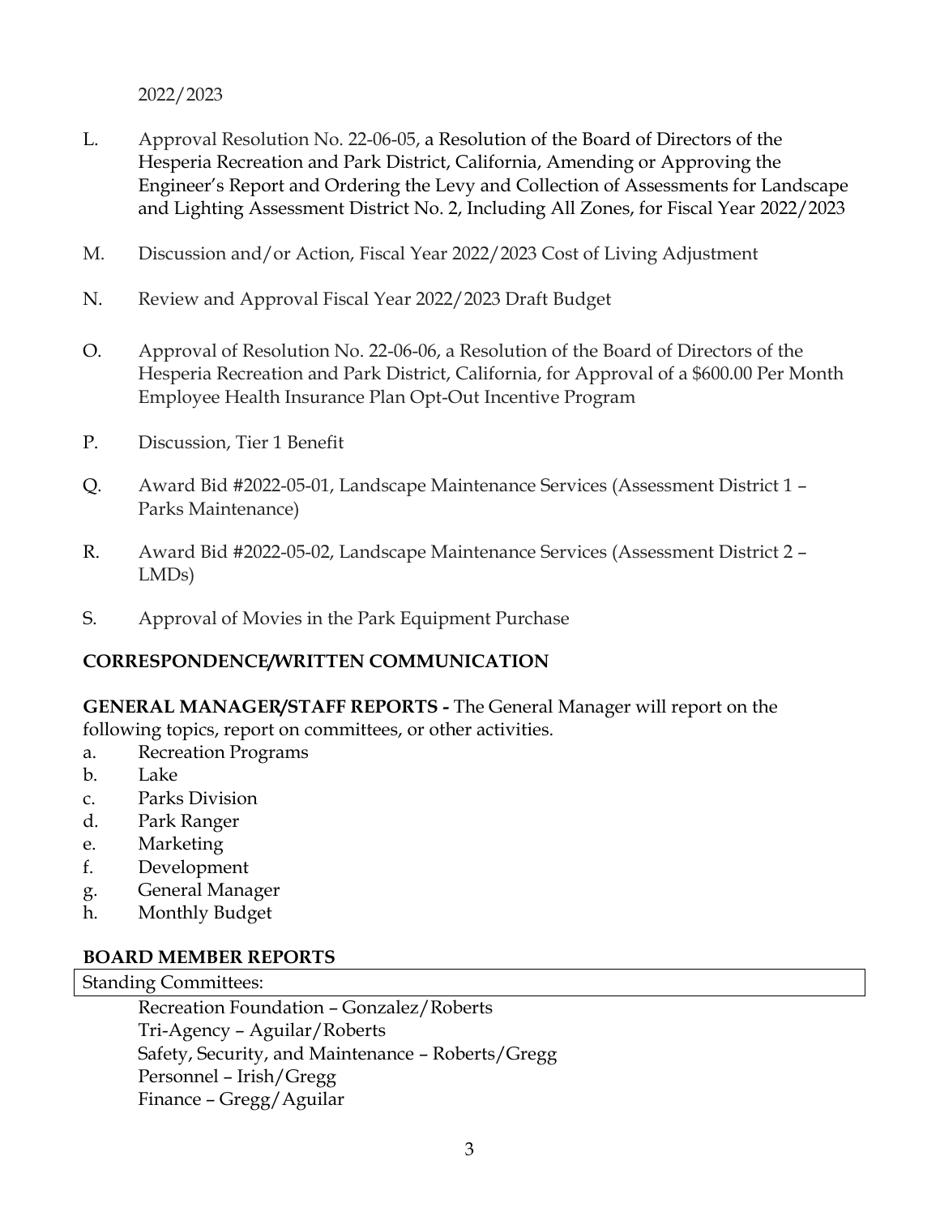2022/2023

L. Approval Resolution No. 22-06-05, a Resolution of the Board of Directors of the Hesperia Recreation and Park District, California, Amending or Approving the Engineer's Report and Ordering the Levy and Collection of Assessments for Landscape and Lighting Assessment District No. 2, Including All Zones, for Fiscal Year 2022/2023

M. Discussion and/or Action, Fiscal Year 2022/2023 Cost of Living Adjustment

N. Review and Approval Fiscal Year 2022/2023 Draft Budget

O. Approval of Resolution No. 22-06-06, a Resolution of the Board of Directors of the Hesperia Recreation and Park District, California, for Approval of a $600.00 Per Month Employee Health Insurance Plan Opt-Out Incentive Program

P. Discussion, Tier 1 Benefit

Q. Award Bid #2022-05-01, Landscape Maintenance Services (Assessment District 1 – Parks Maintenance)

R. Award Bid #2022-05-02, Landscape Maintenance Services (Assessment District 2 – LMDs)

S. Approval of Movies in the Park Equipment Purchase

**CORRESPONDENCE/WRITTEN COMMUNICATION**

**GENERAL MANAGER/STAFF REPORTS -** The General Manager will report on the following topics, report on committees, or other activities.

a. Recreation Programs
b. Lake
c. Parks Division
d. Park Ranger
e. Marketing
f. Development
g. General Manager
h. Monthly Budget

**BOARD MEMBER REPORTS**

Standing Committees:

Recreation Foundation – Gonzalez/Roberts
Tri-Agency – Aguilar/Roberts
Safety, Security, and Maintenance – Roberts/Gregg
Personnel – Irish/Gregg
Finance – Gregg/Aguilar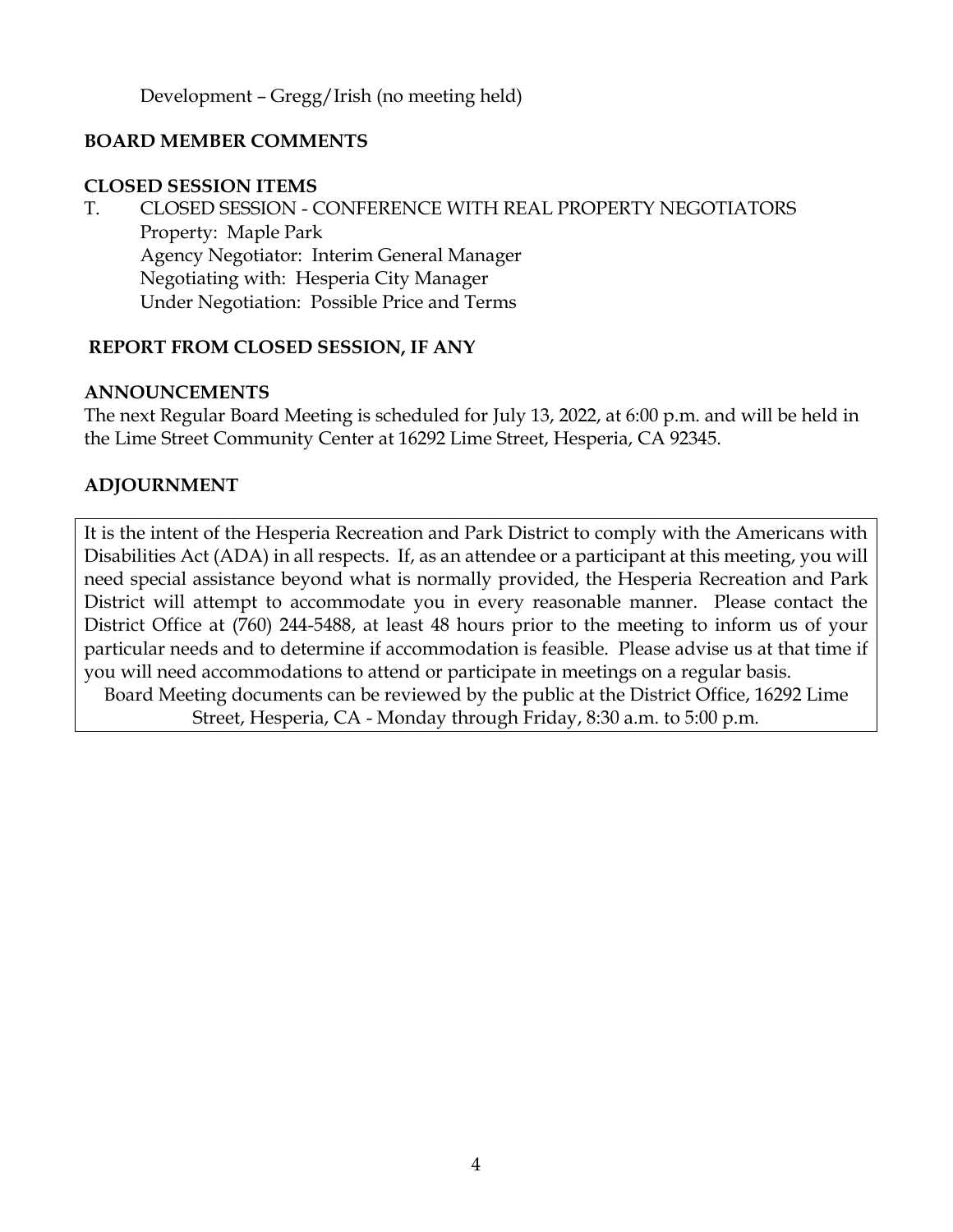Development – Gregg/Irish (no meeting held)

**BOARD MEMBER COMMENTS**

**CLOSED SESSION ITEMS**

T. CLOSED SESSION - CONFERENCE WITH REAL PROPERTY NEGOTIATORS
Property: Maple Park
Agency Negotiator: Interim General Manager
Negotiating with: Hesperia City Manager
Under Negotiation: Possible Price and Terms

**REPORT FROM CLOSED SESSION, IF ANY**

**ANNOUNCEMENTS**

The next Regular Board Meeting is scheduled for July 13, 2022, at 6:00 p.m. and will be held in the Lime Street Community Center at 16292 Lime Street, Hesperia, CA 92345.

**ADJOURNMENT**

It is the intent of the Hesperia Recreation and Park District to comply with the Americans with Disabilities Act (ADA) in all respects. If, as an attendee or a participant at this meeting, you will need special assistance beyond what is normally provided, the Hesperia Recreation and Park District will attempt to accommodate you in every reasonable manner. Please contact the District Office at (760) 244-5488, at least 48 hours prior to the meeting to inform us of your particular needs and to determine if accommodation is feasible. Please advise us at that time if you will need accommodations to attend or participate in meetings on a regular basis.

Board Meeting documents can be reviewed by the public at the District Office, 16292 Lime Street, Hesperia, CA - Monday through Friday, 8:30 a.m. to 5:00 p.m.